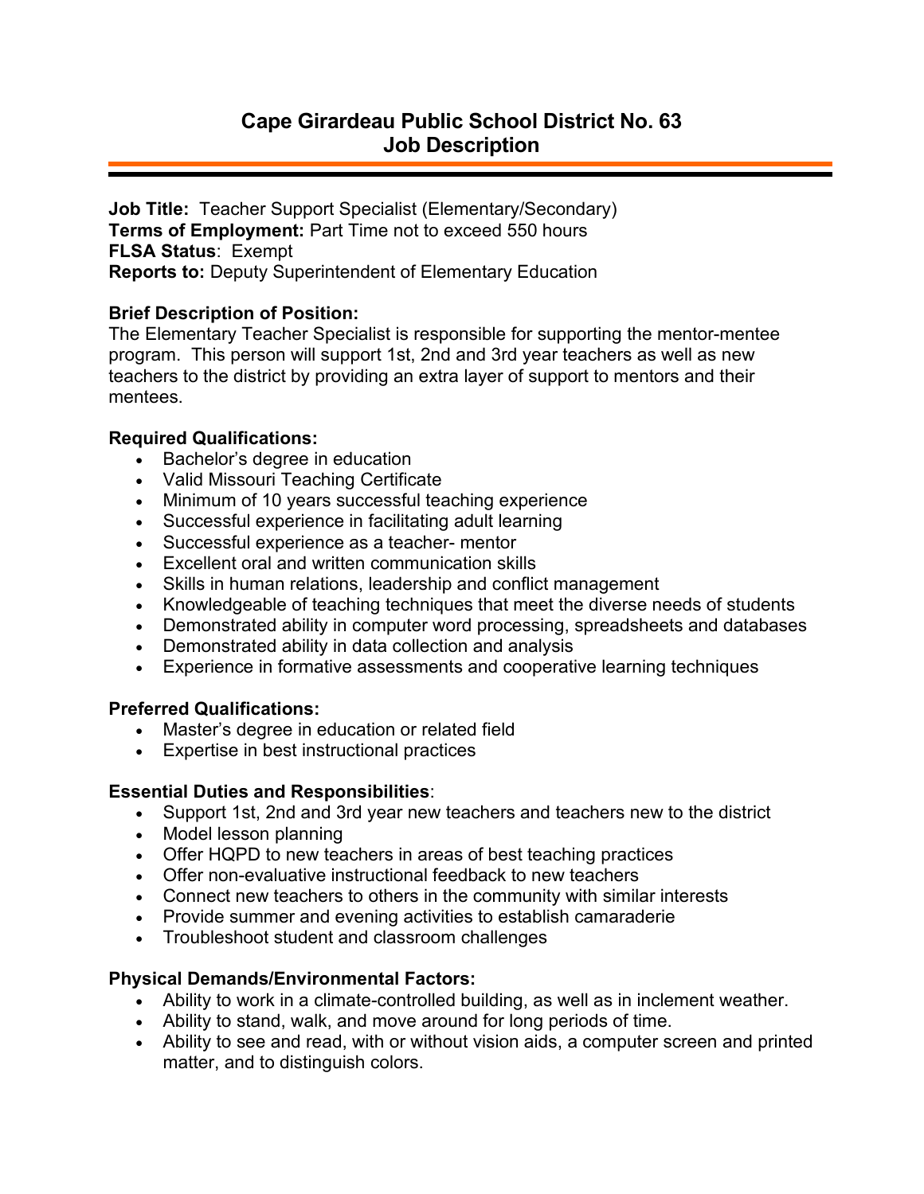# Cape Girardeau Public School District No. 63
# Job Description

**Job Title:** Teacher Support Specialist (Elementary/Secondary)
**Terms of Employment:** Part Time not to exceed 550 hours
**FLSA Status**: Exempt
**Reports to:** Deputy Superintendent of Elementary Education

**Brief Description of Position:**
The Elementary Teacher Specialist is responsible for supporting the mentor-mentee program. This person will support 1st, 2nd and 3rd year teachers as well as new teachers to the district by providing an extra layer of support to mentors and their mentees.

**Required Qualifications:**

- Bachelor's degree in education
- Valid Missouri Teaching Certificate
- Minimum of 10 years successful teaching experience
- Successful experience in facilitating adult learning
- Successful experience as a teacher- mentor
- Excellent oral and written communication skills
- Skills in human relations, leadership and conflict management
- Knowledgeable of teaching techniques that meet the diverse needs of students
- Demonstrated ability in computer word processing, spreadsheets and databases
- Demonstrated ability in data collection and analysis
- Experience in formative assessments and cooperative learning techniques

**Preferred Qualifications:**

- Master's degree in education or related field
- Expertise in best instructional practices

**Essential Duties and Responsibilities**:

- Support 1st, 2nd and 3rd year new teachers and teachers new to the district
- Model lesson planning
- Offer HQPD to new teachers in areas of best teaching practices
- Offer non-evaluative instructional feedback to new teachers
- Connect new teachers to others in the community with similar interests
- Provide summer and evening activities to establish camaraderie
- Troubleshoot student and classroom challenges

**Physical Demands/Environmental Factors:**

- Ability to work in a climate-controlled building, as well as in inclement weather.
- Ability to stand, walk, and move around for long periods of time.
- Ability to see and read, with or without vision aids, a computer screen and printed matter, and to distinguish colors.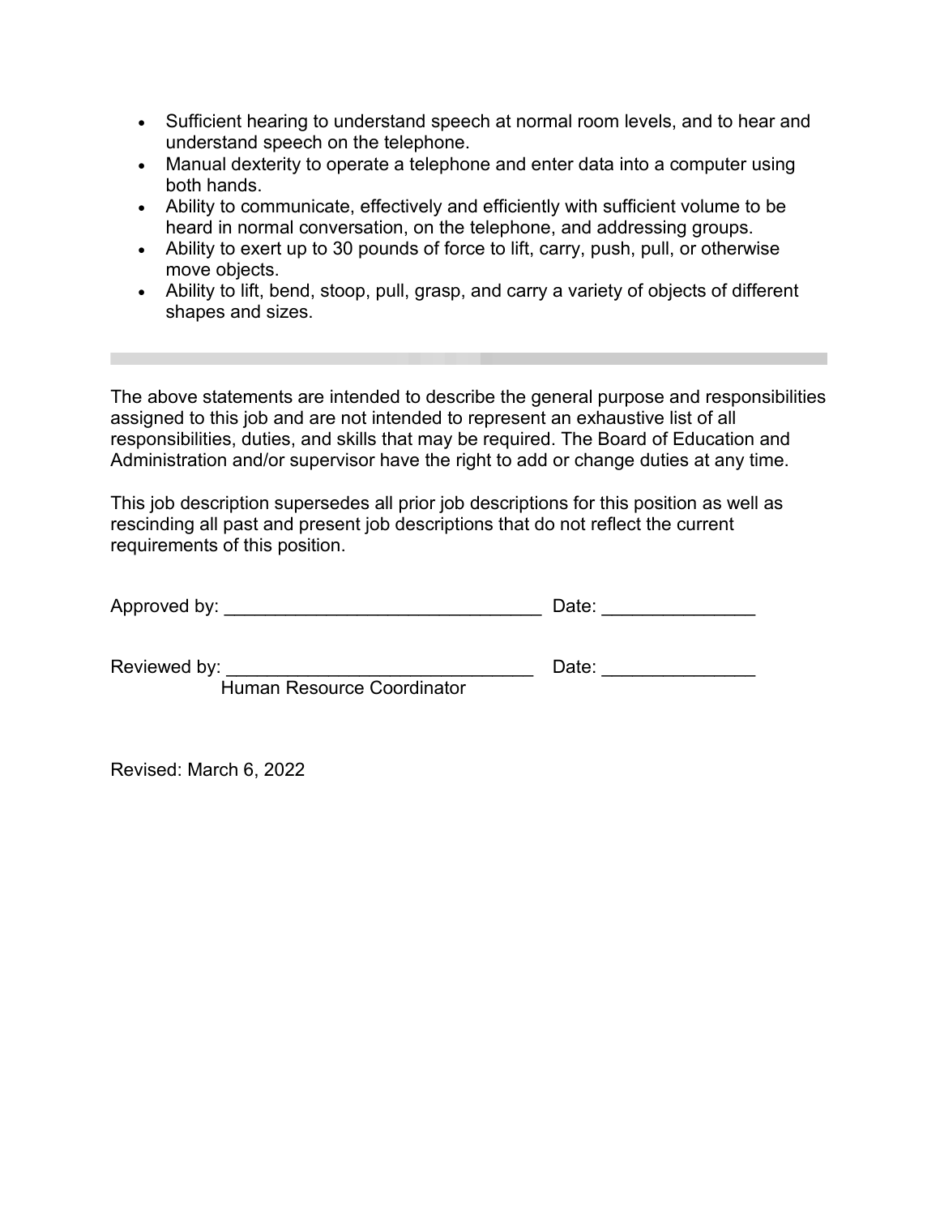- Sufficient hearing to understand speech at normal room levels, and to hear and understand speech on the telephone.
- Manual dexterity to operate a telephone and enter data into a computer using both hands.
- Ability to communicate, effectively and efficiently with sufficient volume to be heard in normal conversation, on the telephone, and addressing groups.
- Ability to exert up to 30 pounds of force to lift, carry, push, pull, or otherwise move objects.
- Ability to lift, bend, stoop, pull, grasp, and carry a variety of objects of different shapes and sizes.

---

The above statements are intended to describe the general purpose and responsibilities assigned to this job and are not intended to represent an exhaustive list of all responsibilities, duties, and skills that may be required. The Board of Education and Administration and/or supervisor have the right to add or change duties at any time.

This job description supersedes all prior job descriptions for this position as well as rescinding all past and present job descriptions that do not reflect the current requirements of this position.

Approved by: _______________________________ Date: _______________

Reviewed by: ______________________________ Date: _______________
Human Resource Coordinator

Revised: March 6, 2022